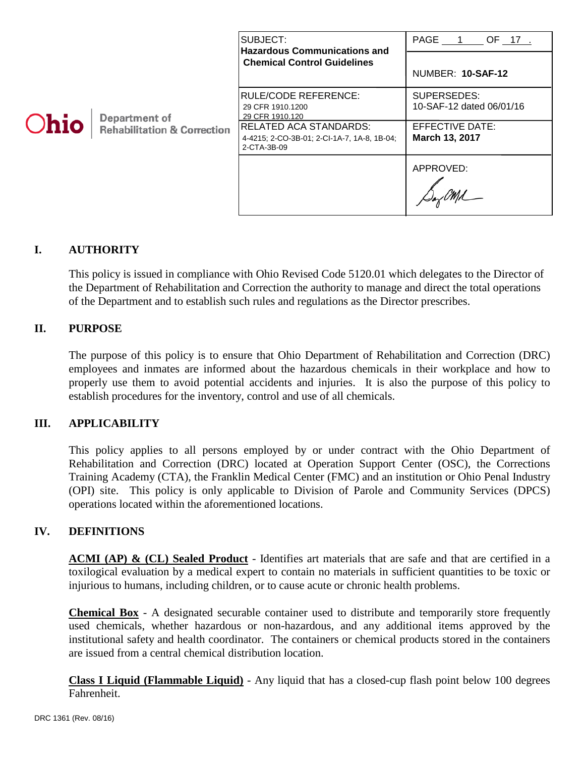**Ohio** | Department of Rehabilitation & Correction

| SUBJECT: **Hazardous Communications and Chemical Control Guidelines** | PAGE 1 OF 17. NUMBER: **10-SAF-12** |
|---|---|
| RULE/CODE REFERENCE: 29 CFR 1910.1200 29 CFR 1910.120 | SUPERSEDES: 10-SAF-12 dated 06/01/16 |
| RELATED ACA STANDARDS: 4-4215; 2-CO-3B-01; 2-CI-1A-7, 1A-8, 1B-04; 2-CTA-3B-09 | EFFECTIVE DATE: **March 13, 2017** |
| | APPROVED: |

## I. AUTHORITY

This policy is issued in compliance with Ohio Revised Code 5120.01 which delegates to the Director of the Department of Rehabilitation and Correction the authority to manage and direct the total operations of the Department and to establish such rules and regulations as the Director prescribes.

## II. PURPOSE

The purpose of this policy is to ensure that Ohio Department of Rehabilitation and Correction (DRC) employees and inmates are informed about the hazardous chemicals in their workplace and how to properly use them to avoid potential accidents and injuries. It is also the purpose of this policy to establish procedures for the inventory, control and use of all chemicals.

## III. APPLICABILITY

This policy applies to all persons employed by or under contract with the Ohio Department of Rehabilitation and Correction (DRC) located at Operation Support Center (OSC), the Corrections Training Academy (CTA), the Franklin Medical Center (FMC) and an institution or Ohio Penal Industry (OPI) site. This policy is only applicable to Division of Parole and Community Services (DPCS) operations located within the aforementioned locations.

## IV. DEFINITIONS

**ACMI (AP) & (CL) Sealed Product** - Identifies art materials that are safe and that are certified in a toxilogical evaluation by a medical expert to contain no materials in sufficient quantities to be toxic or injurious to humans, including children, or to cause acute or chronic health problems.

**Chemical Box** - A designated securable container used to distribute and temporarily store frequently used chemicals, whether hazardous or non-hazardous, and any additional items approved by the institutional safety and health coordinator. The containers or chemical products stored in the containers are issued from a central chemical distribution location.

**Class I Liquid (Flammable Liquid)** - Any liquid that has a closed-cup flash point below 100 degrees Fahrenheit.

DRC 1361 (Rev. 08/16)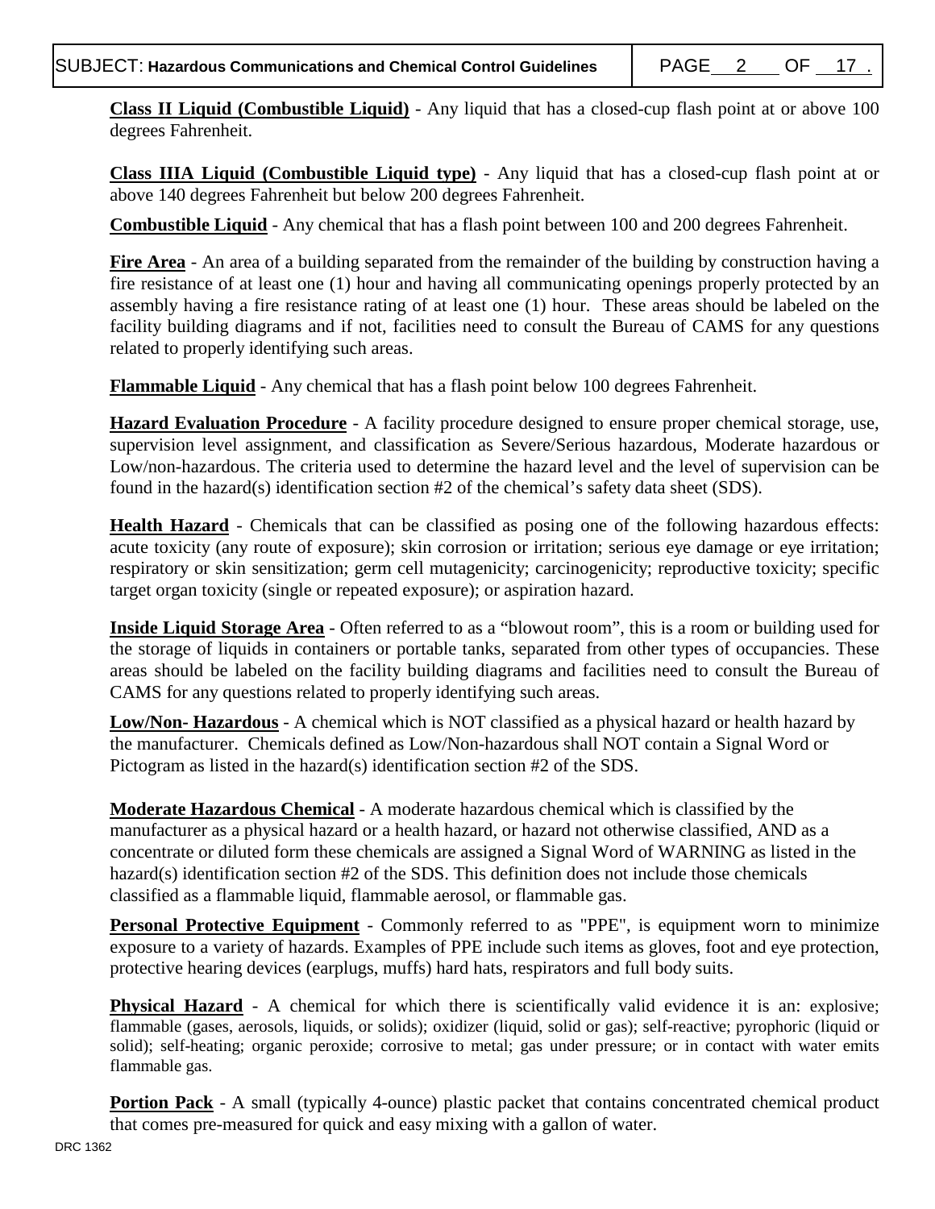**Class II Liquid (Combustible Liquid)** - Any liquid that has a closed-cup flash point at or above 100 degrees Fahrenheit.

**Class IIIA Liquid (Combustible Liquid type)** - Any liquid that has a closed-cup flash point at or above 140 degrees Fahrenheit but below 200 degrees Fahrenheit.

**Combustible Liquid** - Any chemical that has a flash point between 100 and 200 degrees Fahrenheit.

**Fire Area** - An area of a building separated from the remainder of the building by construction having a fire resistance of at least one (1) hour and having all communicating openings properly protected by an assembly having a fire resistance rating of at least one (1) hour. These areas should be labeled on the facility building diagrams and if not, facilities need to consult the Bureau of CAMS for any questions related to properly identifying such areas.

**Flammable Liquid** - Any chemical that has a flash point below 100 degrees Fahrenheit.

**Hazard Evaluation Procedure** - A facility procedure designed to ensure proper chemical storage, use, supervision level assignment, and classification as Severe/Serious hazardous, Moderate hazardous or Low/non-hazardous. The criteria used to determine the hazard level and the level of supervision can be found in the hazard(s) identification section #2 of the chemical's safety data sheet (SDS).

**Health Hazard** - Chemicals that can be classified as posing one of the following hazardous effects: acute toxicity (any route of exposure); skin corrosion or irritation; serious eye damage or eye irritation; respiratory or skin sensitization; germ cell mutagenicity; carcinogenicity; reproductive toxicity; specific target organ toxicity (single or repeated exposure); or aspiration hazard.

**Inside Liquid Storage Area** - Often referred to as a "blowout room", this is a room or building used for the storage of liquids in containers or portable tanks, separated from other types of occupancies. These areas should be labeled on the facility building diagrams and facilities need to consult the Bureau of CAMS for any questions related to properly identifying such areas.

**Low/Non- Hazardous** - A chemical which is NOT classified as a physical hazard or health hazard by the manufacturer. Chemicals defined as Low/Non-hazardous shall NOT contain a Signal Word or Pictogram as listed in the hazard(s) identification section #2 of the SDS.

**Moderate Hazardous Chemical** - A moderate hazardous chemical which is classified by the manufacturer as a physical hazard or a health hazard, or hazard not otherwise classified, AND as a concentrate or diluted form these chemicals are assigned a Signal Word of WARNING as listed in the hazard(s) identification section #2 of the SDS. This definition does not include those chemicals classified as a flammable liquid, flammable aerosol, or flammable gas.

**Personal Protective Equipment** - Commonly referred to as "PPE", is equipment worn to minimize exposure to a variety of hazards. Examples of PPE include such items as gloves, foot and eye protection, protective hearing devices (earplugs, muffs) hard hats, respirators and full body suits.

**Physical Hazard** - A chemical for which there is scientifically valid evidence it is an: explosive; flammable (gases, aerosols, liquids, or solids); oxidizer (liquid, solid or gas); self-reactive; pyrophoric (liquid or solid); self-heating; organic peroxide; corrosive to metal; gas under pressure; or in contact with water emits flammable gas.

**Portion Pack** - A small (typically 4-ounce) plastic packet that contains concentrated chemical product that comes pre-measured for quick and easy mixing with a gallon of water.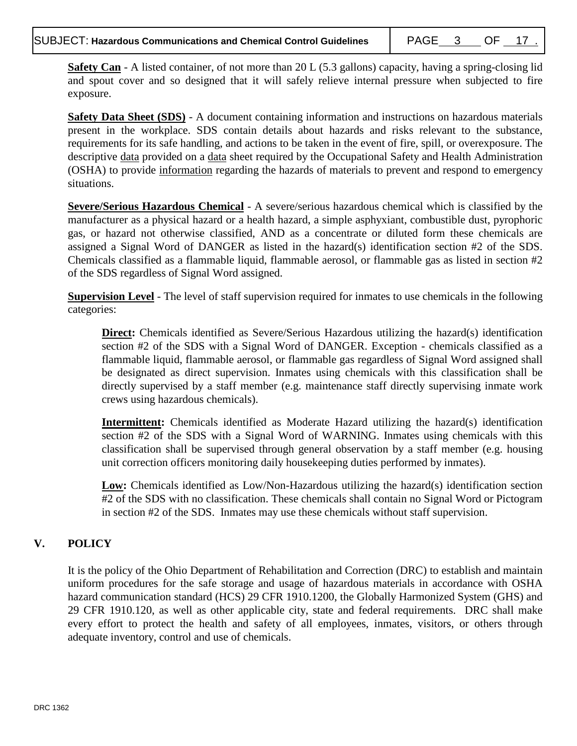**Safety Can** - A listed container, of not more than 20 L (5.3 gallons) capacity, having a spring-closing lid and spout cover and so designed that it will safely relieve internal pressure when subjected to fire exposure.

**Safety Data Sheet (SDS)** - A document containing information and instructions on hazardous materials present in the workplace. SDS contain details about hazards and risks relevant to the substance, requirements for its safe handling, and actions to be taken in the event of fire, spill, or overexposure. The descriptive data provided on a data sheet required by the Occupational Safety and Health Administration (OSHA) to provide information regarding the hazards of materials to prevent and respond to emergency situations.

**Severe/Serious Hazardous Chemical** - A severe/serious hazardous chemical which is classified by the manufacturer as a physical hazard or a health hazard, a simple asphyxiant, combustible dust, pyrophoric gas, or hazard not otherwise classified, AND as a concentrate or diluted form these chemicals are assigned a Signal Word of DANGER as listed in the hazard(s) identification section #2 of the SDS. Chemicals classified as a flammable liquid, flammable aerosol, or flammable gas as listed in section #2 of the SDS regardless of Signal Word assigned.

**Supervision Level** - The level of staff supervision required for inmates to use chemicals in the following categories:

> **Direct:** Chemicals identified as Severe/Serious Hazardous utilizing the hazard(s) identification section #2 of the SDS with a Signal Word of DANGER. Exception - chemicals classified as a flammable liquid, flammable aerosol, or flammable gas regardless of Signal Word assigned shall be designated as direct supervision. Inmates using chemicals with this classification shall be directly supervised by a staff member (e.g. maintenance staff directly supervising inmate work crews using hazardous chemicals).
>
> **Intermittent:** Chemicals identified as Moderate Hazard utilizing the hazard(s) identification section #2 of the SDS with a Signal Word of WARNING. Inmates using chemicals with this classification shall be supervised through general observation by a staff member (e.g. housing unit correction officers monitoring daily housekeeping duties performed by inmates).
>
> **Low:** Chemicals identified as Low/Non-Hazardous utilizing the hazard(s) identification section #2 of the SDS with no classification. These chemicals shall contain no Signal Word or Pictogram in section #2 of the SDS. Inmates may use these chemicals without staff supervision.

## V. POLICY

It is the policy of the Ohio Department of Rehabilitation and Correction (DRC) to establish and maintain uniform procedures for the safe storage and usage of hazardous materials in accordance with OSHA hazard communication standard (HCS) 29 CFR 1910.1200, the Globally Harmonized System (GHS) and 29 CFR 1910.120, as well as other applicable city, state and federal requirements. DRC shall make every effort to protect the health and safety of all employees, inmates, visitors, or others through adequate inventory, control and use of chemicals.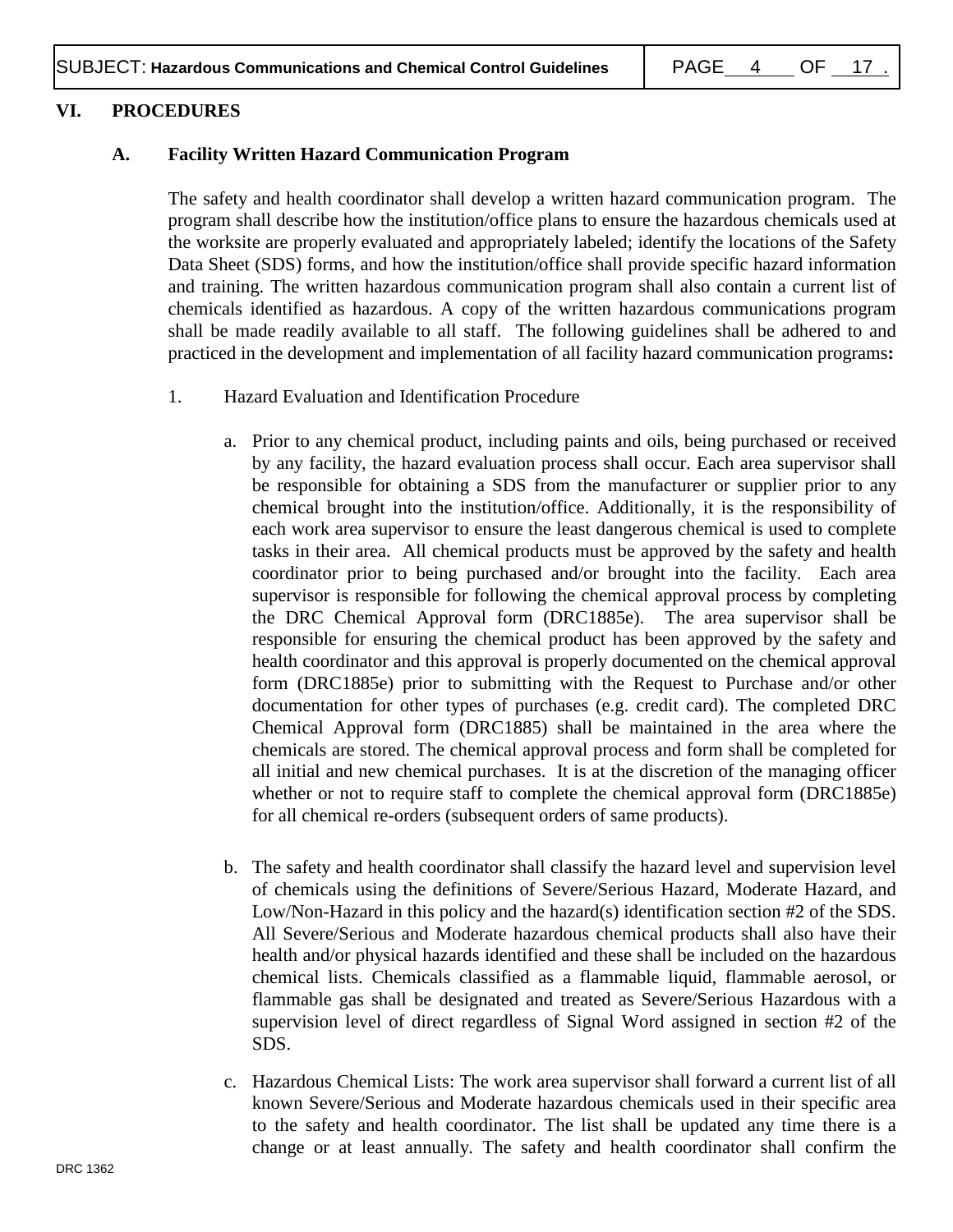## VI. PROCEDURES

### A. Facility Written Hazard Communication Program

The safety and health coordinator shall develop a written hazard communication program. The program shall describe how the institution/office plans to ensure the hazardous chemicals used at the worksite are properly evaluated and appropriately labeled; identify the locations of the Safety Data Sheet (SDS) forms, and how the institution/office shall provide specific hazard information and training. The written hazardous communication program shall also contain a current list of chemicals identified as hazardous. A copy of the written hazardous communications program shall be made readily available to all staff. The following guidelines shall be adhered to and practiced in the development and implementation of all facility hazard communication programs**:**

1. Hazard Evaluation and Identification Procedure

   a. Prior to any chemical product, including paints and oils, being purchased or received by any facility, the hazard evaluation process shall occur. Each area supervisor shall be responsible for obtaining a SDS from the manufacturer or supplier prior to any chemical brought into the institution/office. Additionally, it is the responsibility of each work area supervisor to ensure the least dangerous chemical is used to complete tasks in their area. All chemical products must be approved by the safety and health coordinator prior to being purchased and/or brought into the facility. Each area supervisor is responsible for following the chemical approval process by completing the DRC Chemical Approval form (DRC1885e). The area supervisor shall be responsible for ensuring the chemical product has been approved by the safety and health coordinator and this approval is properly documented on the chemical approval form (DRC1885e) prior to submitting with the Request to Purchase and/or other documentation for other types of purchases (e.g. credit card). The completed DRC Chemical Approval form (DRC1885) shall be maintained in the area where the chemicals are stored. The chemical approval process and form shall be completed for all initial and new chemical purchases. It is at the discretion of the managing officer whether or not to require staff to complete the chemical approval form (DRC1885e) for all chemical re-orders (subsequent orders of same products).

   b. The safety and health coordinator shall classify the hazard level and supervision level of chemicals using the definitions of Severe/Serious Hazard, Moderate Hazard, and Low/Non-Hazard in this policy and the hazard(s) identification section #2 of the SDS. All Severe/Serious and Moderate hazardous chemical products shall also have their health and/or physical hazards identified and these shall be included on the hazardous chemical lists. Chemicals classified as a flammable liquid, flammable aerosol, or flammable gas shall be designated and treated as Severe/Serious Hazardous with a supervision level of direct regardless of Signal Word assigned in section #2 of the SDS.

   c. Hazardous Chemical Lists: The work area supervisor shall forward a current list of all known Severe/Serious and Moderate hazardous chemicals used in their specific area to the safety and health coordinator. The list shall be updated any time there is a change or at least annually. The safety and health coordinator shall confirm the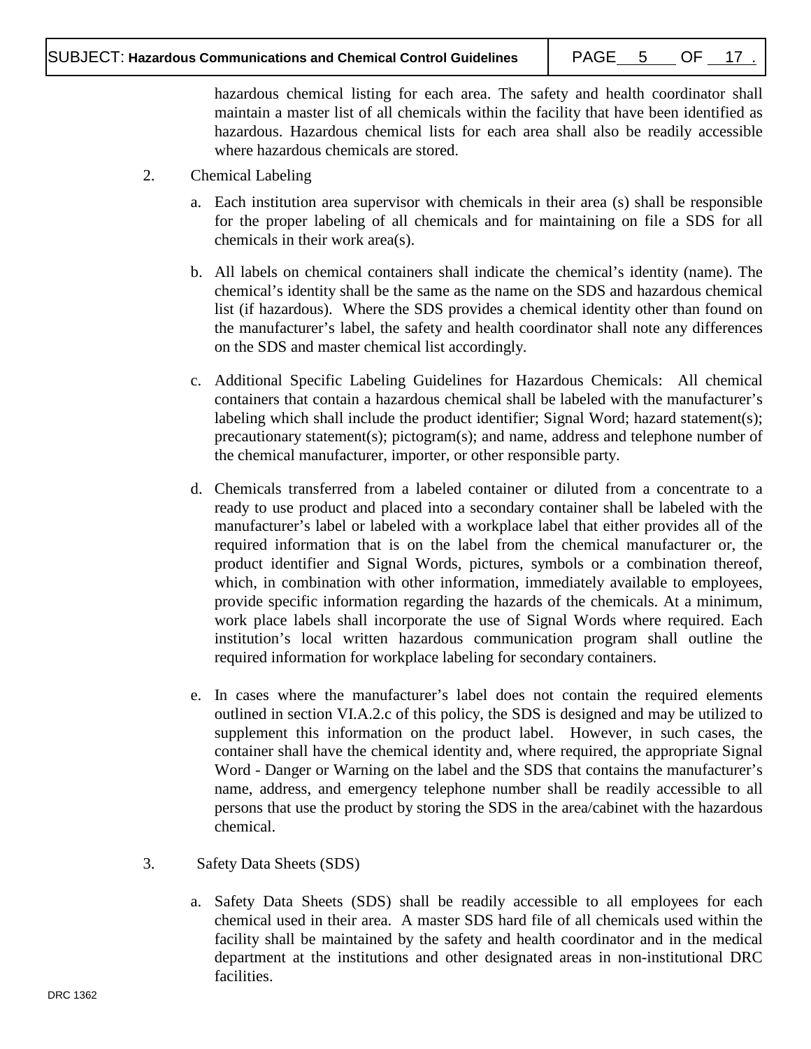hazardous chemical listing for each area. The safety and health coordinator shall maintain a master list of all chemicals within the facility that have been identified as hazardous. Hazardous chemical lists for each area shall also be readily accessible where hazardous chemicals are stored.

2. Chemical Labeling

   a. Each institution area supervisor with chemicals in their area (s) shall be responsible for the proper labeling of all chemicals and for maintaining on file a SDS for all chemicals in their work area(s).

   b. All labels on chemical containers shall indicate the chemical's identity (name). The chemical's identity shall be the same as the name on the SDS and hazardous chemical list (if hazardous). Where the SDS provides a chemical identity other than found on the manufacturer's label, the safety and health coordinator shall note any differences on the SDS and master chemical list accordingly.

   c. Additional Specific Labeling Guidelines for Hazardous Chemicals: All chemical containers that contain a hazardous chemical shall be labeled with the manufacturer's labeling which shall include the product identifier; Signal Word; hazard statement(s); precautionary statement(s); pictogram(s); and name, address and telephone number of the chemical manufacturer, importer, or other responsible party.

   d. Chemicals transferred from a labeled container or diluted from a concentrate to a ready to use product and placed into a secondary container shall be labeled with the manufacturer's label or labeled with a workplace label that either provides all of the required information that is on the label from the chemical manufacturer or, the product identifier and Signal Words, pictures, symbols or a combination thereof, which, in combination with other information, immediately available to employees, provide specific information regarding the hazards of the chemicals. At a minimum, work place labels shall incorporate the use of Signal Words where required. Each institution's local written hazardous communication program shall outline the required information for workplace labeling for secondary containers.

   e. In cases where the manufacturer's label does not contain the required elements outlined in section VI.A.2.c of this policy, the SDS is designed and may be utilized to supplement this information on the product label. However, in such cases, the container shall have the chemical identity and, where required, the appropriate Signal Word - Danger or Warning on the label and the SDS that contains the manufacturer's name, address, and emergency telephone number shall be readily accessible to all persons that use the product by storing the SDS in the area/cabinet with the hazardous chemical.

3. Safety Data Sheets (SDS)

   a. Safety Data Sheets (SDS) shall be readily accessible to all employees for each chemical used in their area. A master SDS hard file of all chemicals used within the facility shall be maintained by the safety and health coordinator and in the medical department at the institutions and other designated areas in non-institutional DRC facilities.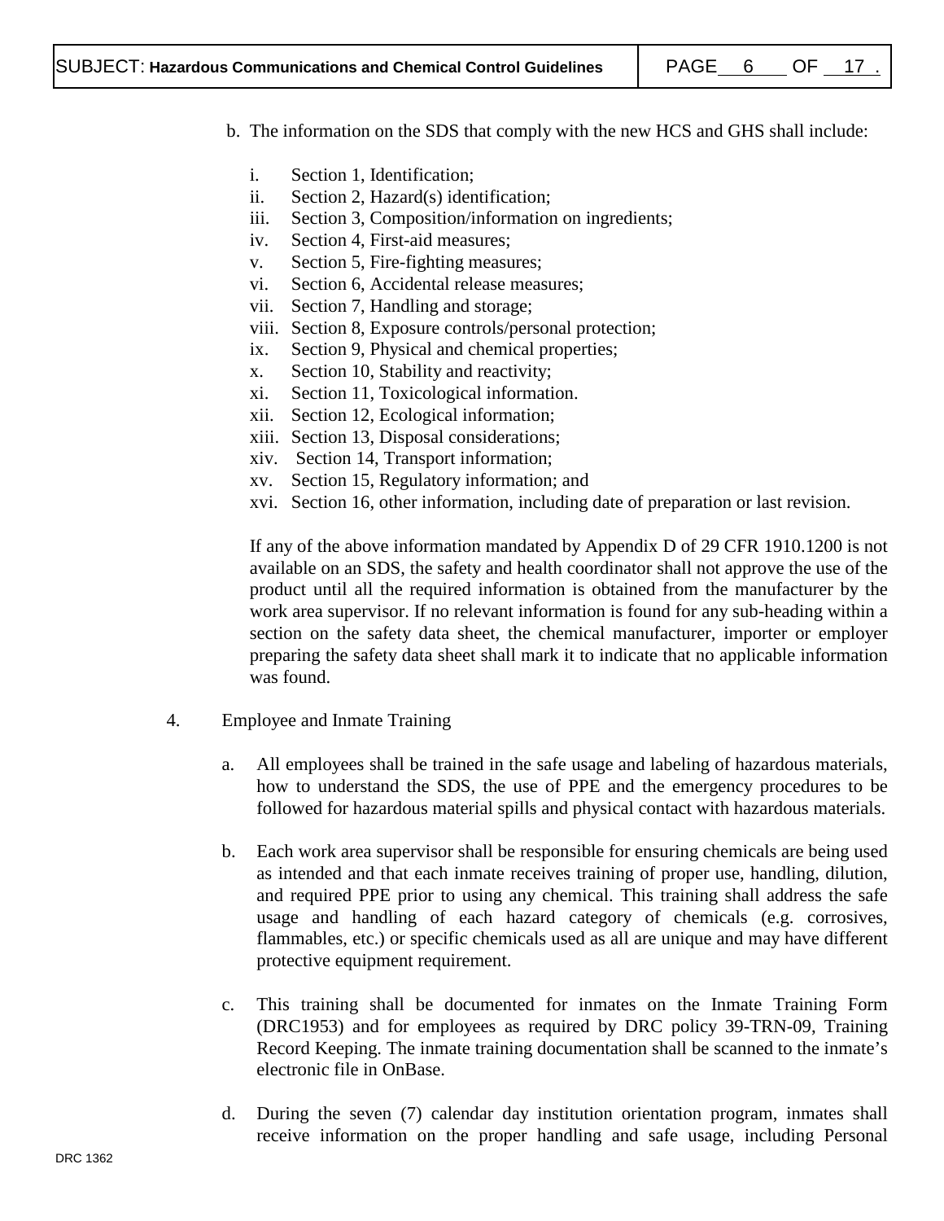b. The information on the SDS that comply with the new HCS and GHS shall include:

   i. Section 1, Identification;
   ii. Section 2, Hazard(s) identification;
   iii. Section 3, Composition/information on ingredients;
   iv. Section 4, First-aid measures;
   v. Section 5, Fire-fighting measures;
   vi. Section 6, Accidental release measures;
   vii. Section 7, Handling and storage;
   viii. Section 8, Exposure controls/personal protection;
   ix. Section 9, Physical and chemical properties;
   x. Section 10, Stability and reactivity;
   xi. Section 11, Toxicological information.
   xii. Section 12, Ecological information;
   xiii. Section 13, Disposal considerations;
   xiv. Section 14, Transport information;
   xv. Section 15, Regulatory information; and
   xvi. Section 16, other information, including date of preparation or last revision.

   If any of the above information mandated by Appendix D of 29 CFR 1910.1200 is not available on an SDS, the safety and health coordinator shall not approve the use of the product until all the required information is obtained from the manufacturer by the work area supervisor. If no relevant information is found for any sub-heading within a section on the safety data sheet, the chemical manufacturer, importer or employer preparing the safety data sheet shall mark it to indicate that no applicable information was found.

4. Employee and Inmate Training

   a. All employees shall be trained in the safe usage and labeling of hazardous materials, how to understand the SDS, the use of PPE and the emergency procedures to be followed for hazardous material spills and physical contact with hazardous materials.

   b. Each work area supervisor shall be responsible for ensuring chemicals are being used as intended and that each inmate receives training of proper use, handling, dilution, and required PPE prior to using any chemical. This training shall address the safe usage and handling of each hazard category of chemicals (e.g. corrosives, flammables, etc.) or specific chemicals used as all are unique and may have different protective equipment requirement.

   c. This training shall be documented for inmates on the Inmate Training Form (DRC1953) and for employees as required by DRC policy 39-TRN-09, Training Record Keeping. The inmate training documentation shall be scanned to the inmate's electronic file in OnBase.

   d. During the seven (7) calendar day institution orientation program, inmates shall receive information on the proper handling and safe usage, including Personal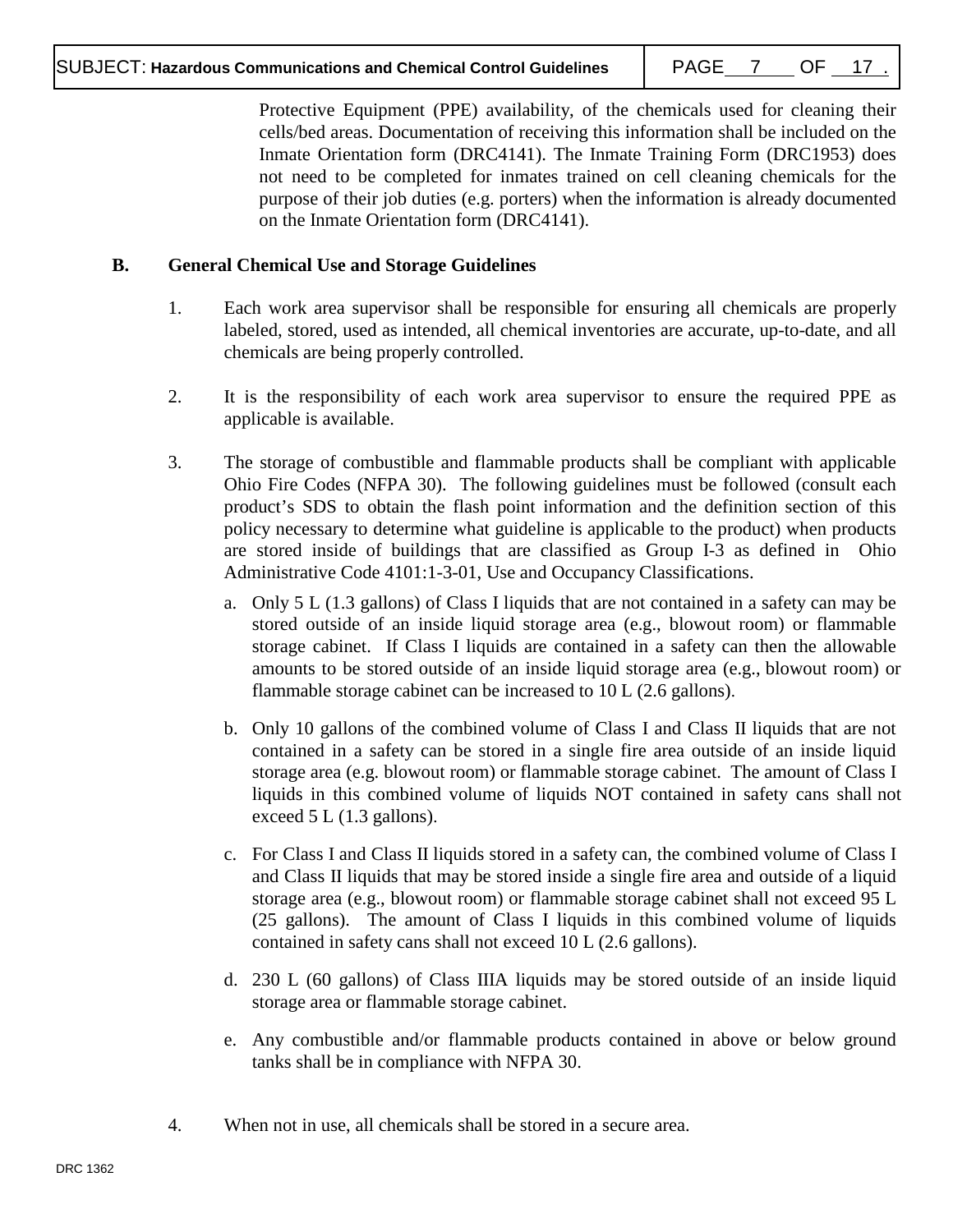Protective Equipment (PPE) availability, of the chemicals used for cleaning their cells/bed areas. Documentation of receiving this information shall be included on the Inmate Orientation form (DRC4141). The Inmate Training Form (DRC1953) does not need to be completed for inmates trained on cell cleaning chemicals for the purpose of their job duties (e.g. porters) when the information is already documented on the Inmate Orientation form (DRC4141).

**B. General Chemical Use and Storage Guidelines**

1. Each work area supervisor shall be responsible for ensuring all chemicals are properly labeled, stored, used as intended, all chemical inventories are accurate, up-to-date, and all chemicals are being properly controlled.

2. It is the responsibility of each work area supervisor to ensure the required PPE as applicable is available.

3. The storage of combustible and flammable products shall be compliant with applicable Ohio Fire Codes (NFPA 30). The following guidelines must be followed (consult each product's SDS to obtain the flash point information and the definition section of this policy necessary to determine what guideline is applicable to the product) when products are stored inside of buildings that are classified as Group I-3 as defined in Ohio Administrative Code 4101:1-3-01, Use and Occupancy Classifications.

   a. Only 5 L (1.3 gallons) of Class I liquids that are not contained in a safety can may be stored outside of an inside liquid storage area (e.g., blowout room) or flammable storage cabinet. If Class I liquids are contained in a safety can then the allowable amounts to be stored outside of an inside liquid storage area (e.g., blowout room) or flammable storage cabinet can be increased to 10 L (2.6 gallons).

   b. Only 10 gallons of the combined volume of Class I and Class II liquids that are not contained in a safety can be stored in a single fire area outside of an inside liquid storage area (e.g. blowout room) or flammable storage cabinet. The amount of Class I liquids in this combined volume of liquids NOT contained in safety cans shall not exceed 5 L (1.3 gallons).

   c. For Class I and Class II liquids stored in a safety can, the combined volume of Class I and Class II liquids that may be stored inside a single fire area and outside of a liquid storage area (e.g., blowout room) or flammable storage cabinet shall not exceed 95 L (25 gallons). The amount of Class I liquids in this combined volume of liquids contained in safety cans shall not exceed 10 L (2.6 gallons).

   d. 230 L (60 gallons) of Class IIIA liquids may be stored outside of an inside liquid storage area or flammable storage cabinet.

   e. Any combustible and/or flammable products contained in above or below ground tanks shall be in compliance with NFPA 30.

4. When not in use, all chemicals shall be stored in a secure area.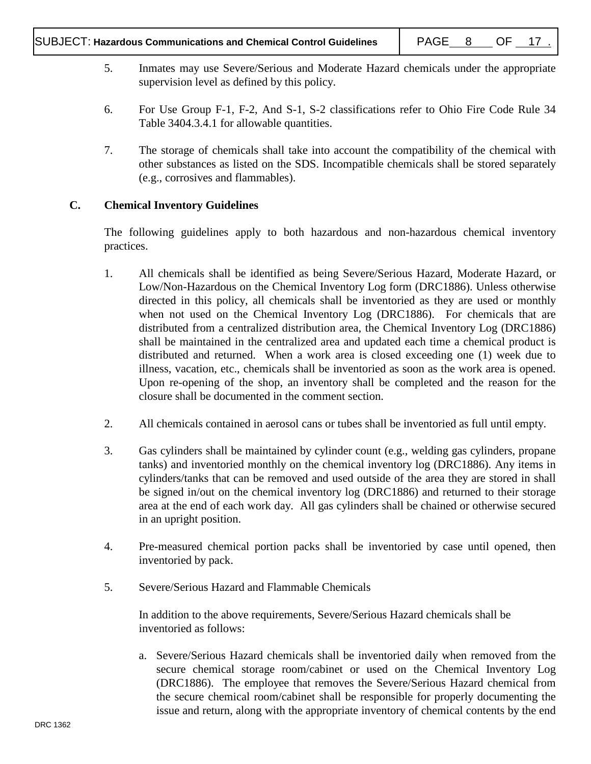5. Inmates may use Severe/Serious and Moderate Hazard chemicals under the appropriate supervision level as defined by this policy.

6. For Use Group F-1, F-2, And S-1, S-2 classifications refer to Ohio Fire Code Rule 34 Table 3404.3.4.1 for allowable quantities.

7. The storage of chemicals shall take into account the compatibility of the chemical with other substances as listed on the SDS. Incompatible chemicals shall be stored separately (e.g., corrosives and flammables).

**C. Chemical Inventory Guidelines**

The following guidelines apply to both hazardous and non-hazardous chemical inventory practices.

1. All chemicals shall be identified as being Severe/Serious Hazard, Moderate Hazard, or Low/Non-Hazardous on the Chemical Inventory Log form (DRC1886). Unless otherwise directed in this policy, all chemicals shall be inventoried as they are used or monthly when not used on the Chemical Inventory Log (DRC1886). For chemicals that are distributed from a centralized distribution area, the Chemical Inventory Log (DRC1886) shall be maintained in the centralized area and updated each time a chemical product is distributed and returned. When a work area is closed exceeding one (1) week due to illness, vacation, etc., chemicals shall be inventoried as soon as the work area is opened. Upon re-opening of the shop, an inventory shall be completed and the reason for the closure shall be documented in the comment section.

2. All chemicals contained in aerosol cans or tubes shall be inventoried as full until empty.

3. Gas cylinders shall be maintained by cylinder count (e.g., welding gas cylinders, propane tanks) and inventoried monthly on the chemical inventory log (DRC1886). Any items in cylinders/tanks that can be removed and used outside of the area they are stored in shall be signed in/out on the chemical inventory log (DRC1886) and returned to their storage area at the end of each work day. All gas cylinders shall be chained or otherwise secured in an upright position.

4. Pre-measured chemical portion packs shall be inventoried by case until opened, then inventoried by pack.

5. Severe/Serious Hazard and Flammable Chemicals

   In addition to the above requirements, Severe/Serious Hazard chemicals shall be inventoried as follows:

   a. Severe/Serious Hazard chemicals shall be inventoried daily when removed from the secure chemical storage room/cabinet or used on the Chemical Inventory Log (DRC1886). The employee that removes the Severe/Serious Hazard chemical from the secure chemical room/cabinet shall be responsible for properly documenting the issue and return, along with the appropriate inventory of chemical contents by the end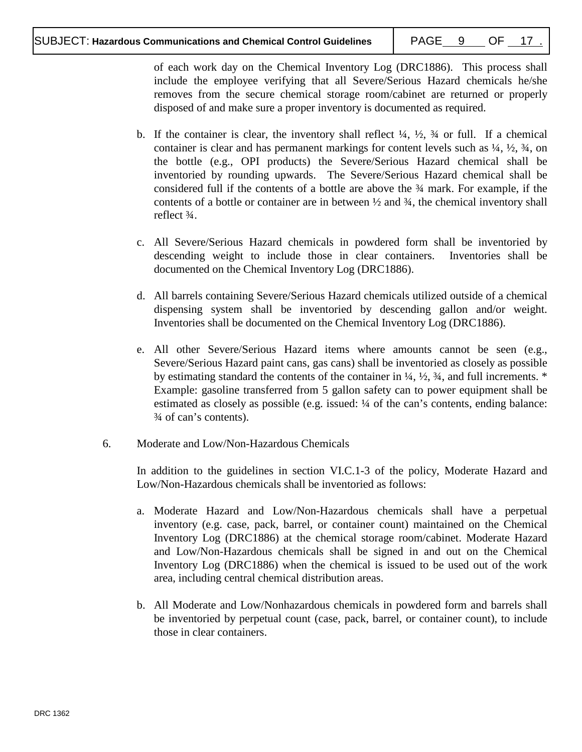of each work day on the Chemical Inventory Log (DRC1886). This process shall include the employee verifying that all Severe/Serious Hazard chemicals he/she removes from the secure chemical storage room/cabinet are returned or properly disposed of and make sure a proper inventory is documented as required.

b. If the container is clear, the inventory shall reflect ¼, ½, ¾ or full. If a chemical container is clear and has permanent markings for content levels such as ¼, ½, ¾, on the bottle (e.g., OPI products) the Severe/Serious Hazard chemical shall be inventoried by rounding upwards. The Severe/Serious Hazard chemical shall be considered full if the contents of a bottle are above the ¾ mark. For example, if the contents of a bottle or container are in between ½ and ¾, the chemical inventory shall reflect ¾.

c. All Severe/Serious Hazard chemicals in powdered form shall be inventoried by descending weight to include those in clear containers. Inventories shall be documented on the Chemical Inventory Log (DRC1886).

d. All barrels containing Severe/Serious Hazard chemicals utilized outside of a chemical dispensing system shall be inventoried by descending gallon and/or weight. Inventories shall be documented on the Chemical Inventory Log (DRC1886).

e. All other Severe/Serious Hazard items where amounts cannot be seen (e.g., Severe/Serious Hazard paint cans, gas cans) shall be inventoried as closely as possible by estimating standard the contents of the container in ¼, ½, ¾, and full increments. * Example: gasoline transferred from 5 gallon safety can to power equipment shall be estimated as closely as possible (e.g. issued: ¼ of the can's contents, ending balance: ¾ of can's contents).

6. Moderate and Low/Non-Hazardous Chemicals

In addition to the guidelines in section VI.C.1-3 of the policy, Moderate Hazard and Low/Non-Hazardous chemicals shall be inventoried as follows:

a. Moderate Hazard and Low/Non-Hazardous chemicals shall have a perpetual inventory (e.g. case, pack, barrel, or container count) maintained on the Chemical Inventory Log (DRC1886) at the chemical storage room/cabinet. Moderate Hazard and Low/Non-Hazardous chemicals shall be signed in and out on the Chemical Inventory Log (DRC1886) when the chemical is issued to be used out of the work area, including central chemical distribution areas.

b. All Moderate and Low/Nonhazardous chemicals in powdered form and barrels shall be inventoried by perpetual count (case, pack, barrel, or container count), to include those in clear containers.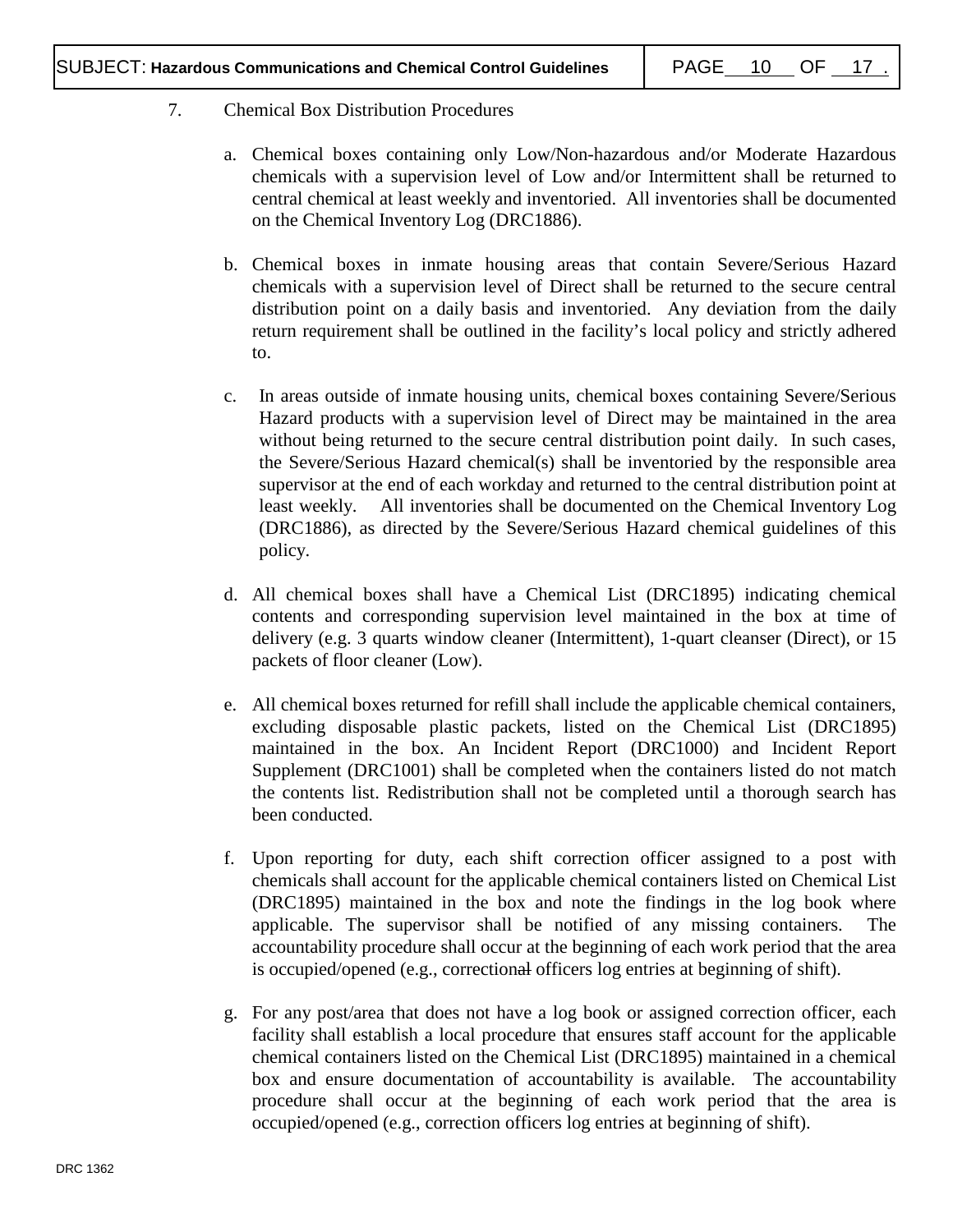7. Chemical Box Distribution Procedures

   a. Chemical boxes containing only Low/Non-hazardous and/or Moderate Hazardous chemicals with a supervision level of Low and/or Intermittent shall be returned to central chemical at least weekly and inventoried. All inventories shall be documented on the Chemical Inventory Log (DRC1886).

   b. Chemical boxes in inmate housing areas that contain Severe/Serious Hazard chemicals with a supervision level of Direct shall be returned to the secure central distribution point on a daily basis and inventoried. Any deviation from the daily return requirement shall be outlined in the facility's local policy and strictly adhered to.

   c. In areas outside of inmate housing units, chemical boxes containing Severe/Serious Hazard products with a supervision level of Direct may be maintained in the area without being returned to the secure central distribution point daily. In such cases, the Severe/Serious Hazard chemical(s) shall be inventoried by the responsible area supervisor at the end of each workday and returned to the central distribution point at least weekly. All inventories shall be documented on the Chemical Inventory Log (DRC1886), as directed by the Severe/Serious Hazard chemical guidelines of this policy.

   d. All chemical boxes shall have a Chemical List (DRC1895) indicating chemical contents and corresponding supervision level maintained in the box at time of delivery (e.g. 3 quarts window cleaner (Intermittent), 1-quart cleanser (Direct), or 15 packets of floor cleaner (Low).

   e. All chemical boxes returned for refill shall include the applicable chemical containers, excluding disposable plastic packets, listed on the Chemical List (DRC1895) maintained in the box. An Incident Report (DRC1000) and Incident Report Supplement (DRC1001) shall be completed when the containers listed do not match the contents list. Redistribution shall not be completed until a thorough search has been conducted.

   f. Upon reporting for duty, each shift correction officer assigned to a post with chemicals shall account for the applicable chemical containers listed on Chemical List (DRC1895) maintained in the box and note the findings in the log book where applicable. The supervisor shall be notified of any missing containers. The accountability procedure shall occur at the beginning of each work period that the area is occupied/opened (e.g., correction~~al~~ officers log entries at beginning of shift).

   g. For any post/area that does not have a log book or assigned correction officer, each facility shall establish a local procedure that ensures staff account for the applicable chemical containers listed on the Chemical List (DRC1895) maintained in a chemical box and ensure documentation of accountability is available. The accountability procedure shall occur at the beginning of each work period that the area is occupied/opened (e.g., correction officers log entries at beginning of shift).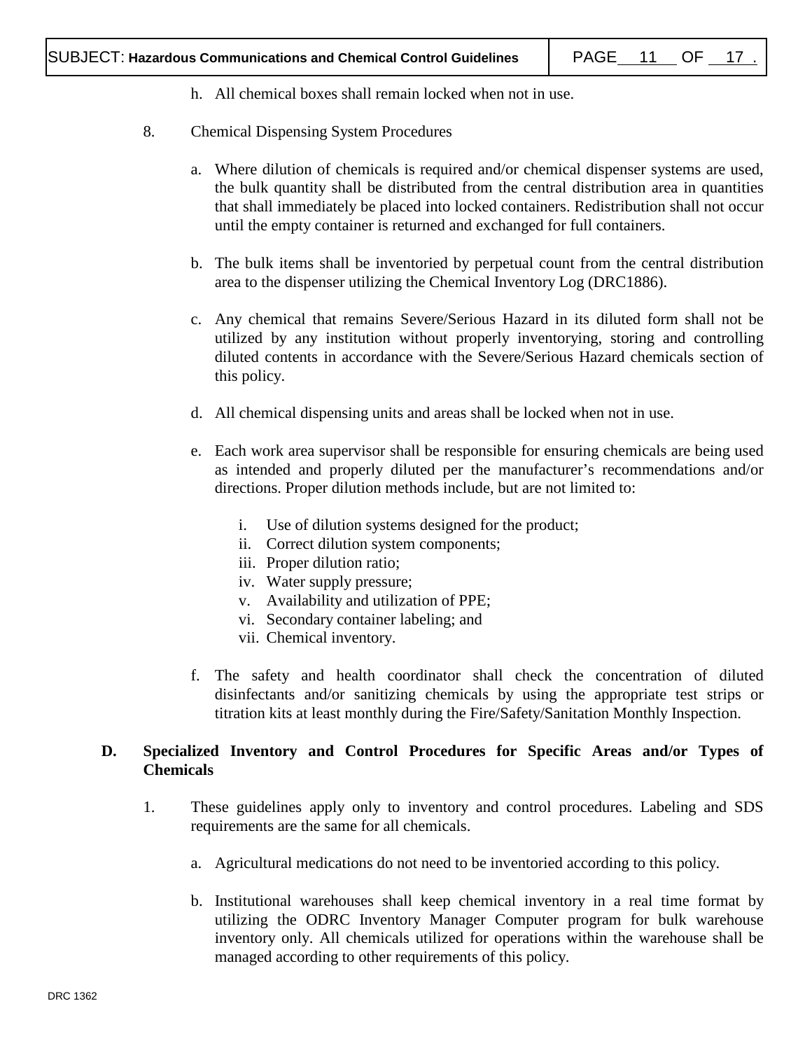h. All chemical boxes shall remain locked when not in use.

8. Chemical Dispensing System Procedures

   a. Where dilution of chemicals is required and/or chemical dispenser systems are used, the bulk quantity shall be distributed from the central distribution area in quantities that shall immediately be placed into locked containers. Redistribution shall not occur until the empty container is returned and exchanged for full containers.

   b. The bulk items shall be inventoried by perpetual count from the central distribution area to the dispenser utilizing the Chemical Inventory Log (DRC1886).

   c. Any chemical that remains Severe/Serious Hazard in its diluted form shall not be utilized by any institution without properly inventorying, storing and controlling diluted contents in accordance with the Severe/Serious Hazard chemicals section of this policy.

   d. All chemical dispensing units and areas shall be locked when not in use.

   e. Each work area supervisor shall be responsible for ensuring chemicals are being used as intended and properly diluted per the manufacturer's recommendations and/or directions. Proper dilution methods include, but are not limited to:

      i. Use of dilution systems designed for the product;
      ii. Correct dilution system components;
      iii. Proper dilution ratio;
      iv. Water supply pressure;
      v. Availability and utilization of PPE;
      vi. Secondary container labeling; and
      vii. Chemical inventory.

   f. The safety and health coordinator shall check the concentration of diluted disinfectants and/or sanitizing chemicals by using the appropriate test strips or titration kits at least monthly during the Fire/Safety/Sanitation Monthly Inspection.

**D. Specialized Inventory and Control Procedures for Specific Areas and/or Types of Chemicals**

1. These guidelines apply only to inventory and control procedures. Labeling and SDS requirements are the same for all chemicals.

   a. Agricultural medications do not need to be inventoried according to this policy.

   b. Institutional warehouses shall keep chemical inventory in a real time format by utilizing the ODRC Inventory Manager Computer program for bulk warehouse inventory only. All chemicals utilized for operations within the warehouse shall be managed according to other requirements of this policy.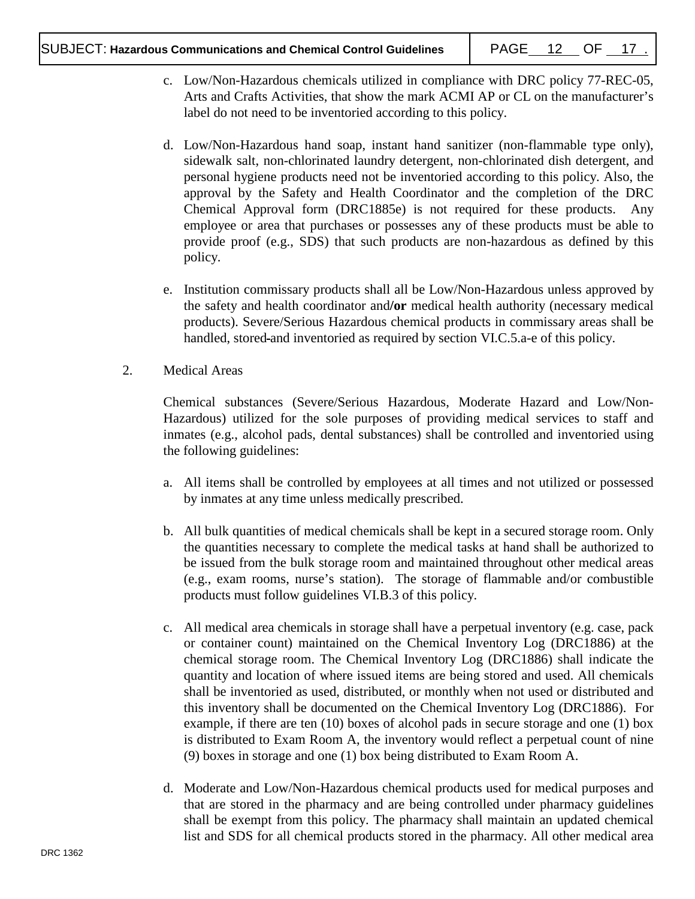c. Low/Non-Hazardous chemicals utilized in compliance with DRC policy 77-REC-05, Arts and Crafts Activities, that show the mark ACMI AP or CL on the manufacturer's label do not need to be inventoried according to this policy.

d. Low/Non-Hazardous hand soap, instant hand sanitizer (non-flammable type only), sidewalk salt, non-chlorinated laundry detergent, non-chlorinated dish detergent, and personal hygiene products need not be inventoried according to this policy. Also, the approval by the Safety and Health Coordinator and the completion of the DRC Chemical Approval form (DRC1885e) is not required for these products. Any employee or area that purchases or possesses any of these products must be able to provide proof (e.g., SDS) that such products are non-hazardous as defined by this policy.

e. Institution commissary products shall all be Low/Non-Hazardous unless approved by the safety and health coordinator and**/or** medical health authority (necessary medical products). Severe/Serious Hazardous chemical products in commissary areas shall be handled, stored and inventoried as required by section VI.C.5.a-e of this policy.

2. Medical Areas

Chemical substances (Severe/Serious Hazardous, Moderate Hazard and Low/Non-Hazardous) utilized for the sole purposes of providing medical services to staff and inmates (e.g., alcohol pads, dental substances) shall be controlled and inventoried using the following guidelines:

a. All items shall be controlled by employees at all times and not utilized or possessed by inmates at any time unless medically prescribed.

b. All bulk quantities of medical chemicals shall be kept in a secured storage room. Only the quantities necessary to complete the medical tasks at hand shall be authorized to be issued from the bulk storage room and maintained throughout other medical areas (e.g., exam rooms, nurse's station). The storage of flammable and/or combustible products must follow guidelines VI.B.3 of this policy.

c. All medical area chemicals in storage shall have a perpetual inventory (e.g. case, pack or container count) maintained on the Chemical Inventory Log (DRC1886) at the chemical storage room. The Chemical Inventory Log (DRC1886) shall indicate the quantity and location of where issued items are being stored and used. All chemicals shall be inventoried as used, distributed, or monthly when not used or distributed and this inventory shall be documented on the Chemical Inventory Log (DRC1886). For example, if there are ten (10) boxes of alcohol pads in secure storage and one (1) box is distributed to Exam Room A, the inventory would reflect a perpetual count of nine (9) boxes in storage and one (1) box being distributed to Exam Room A.

d. Moderate and Low/Non-Hazardous chemical products used for medical purposes and that are stored in the pharmacy and are being controlled under pharmacy guidelines shall be exempt from this policy. The pharmacy shall maintain an updated chemical list and SDS for all chemical products stored in the pharmacy. All other medical area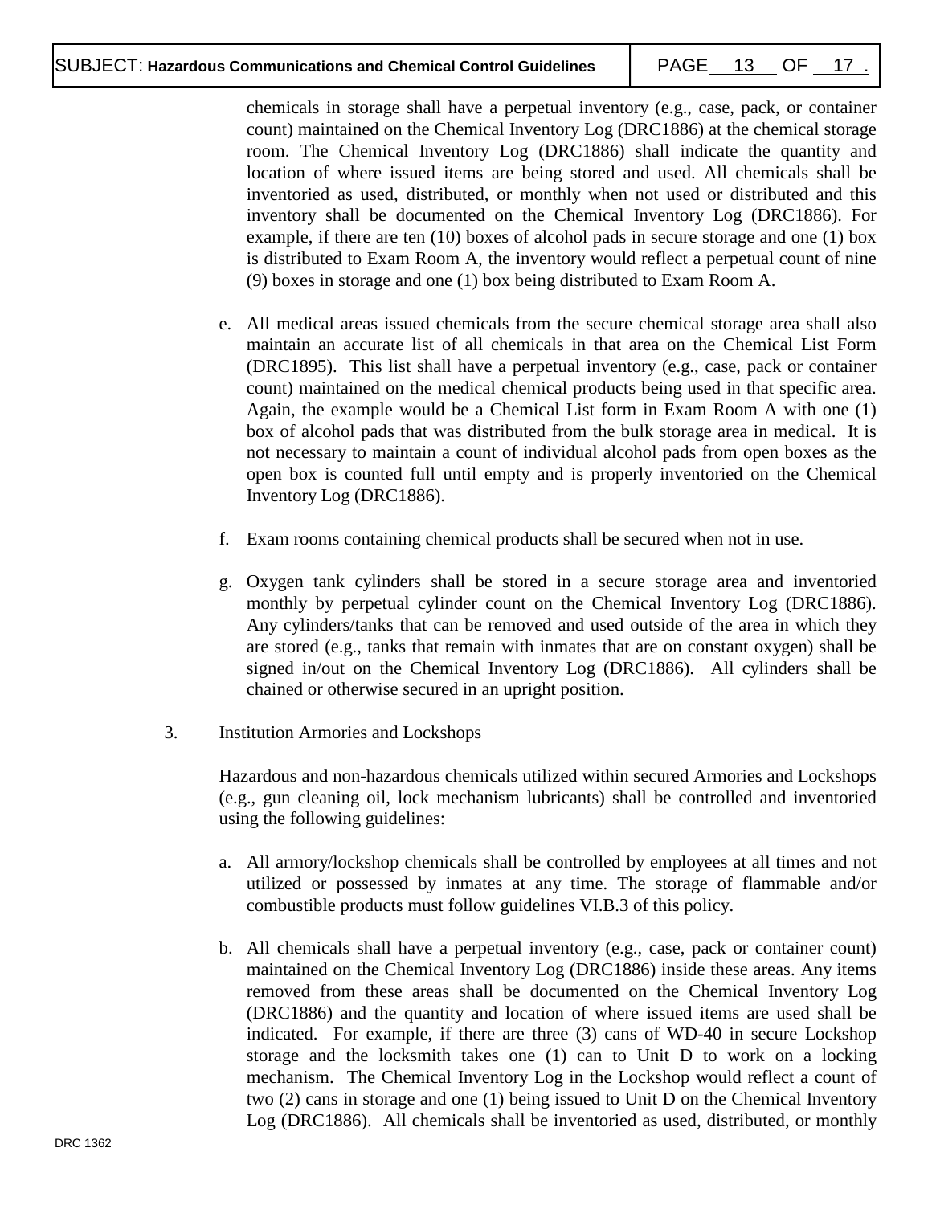chemicals in storage shall have a perpetual inventory (e.g., case, pack, or container count) maintained on the Chemical Inventory Log (DRC1886) at the chemical storage room. The Chemical Inventory Log (DRC1886) shall indicate the quantity and location of where issued items are being stored and used. All chemicals shall be inventoried as used, distributed, or monthly when not used or distributed and this inventory shall be documented on the Chemical Inventory Log (DRC1886). For example, if there are ten (10) boxes of alcohol pads in secure storage and one (1) box is distributed to Exam Room A, the inventory would reflect a perpetual count of nine (9) boxes in storage and one (1) box being distributed to Exam Room A.

e. All medical areas issued chemicals from the secure chemical storage area shall also maintain an accurate list of all chemicals in that area on the Chemical List Form (DRC1895). This list shall have a perpetual inventory (e.g., case, pack or container count) maintained on the medical chemical products being used in that specific area. Again, the example would be a Chemical List form in Exam Room A with one (1) box of alcohol pads that was distributed from the bulk storage area in medical. It is not necessary to maintain a count of individual alcohol pads from open boxes as the open box is counted full until empty and is properly inventoried on the Chemical Inventory Log (DRC1886).

f. Exam rooms containing chemical products shall be secured when not in use.

g. Oxygen tank cylinders shall be stored in a secure storage area and inventoried monthly by perpetual cylinder count on the Chemical Inventory Log (DRC1886). Any cylinders/tanks that can be removed and used outside of the area in which they are stored (e.g., tanks that remain with inmates that are on constant oxygen) shall be signed in/out on the Chemical Inventory Log (DRC1886). All cylinders shall be chained or otherwise secured in an upright position.

3. Institution Armories and Lockshops

Hazardous and non-hazardous chemicals utilized within secured Armories and Lockshops (e.g., gun cleaning oil, lock mechanism lubricants) shall be controlled and inventoried using the following guidelines:

a. All armory/lockshop chemicals shall be controlled by employees at all times and not utilized or possessed by inmates at any time. The storage of flammable and/or combustible products must follow guidelines VI.B.3 of this policy.

b. All chemicals shall have a perpetual inventory (e.g., case, pack or container count) maintained on the Chemical Inventory Log (DRC1886) inside these areas. Any items removed from these areas shall be documented on the Chemical Inventory Log (DRC1886) and the quantity and location of where issued items are used shall be indicated. For example, if there are three (3) cans of WD-40 in secure Lockshop storage and the locksmith takes one (1) can to Unit D to work on a locking mechanism. The Chemical Inventory Log in the Lockshop would reflect a count of two (2) cans in storage and one (1) being issued to Unit D on the Chemical Inventory Log (DRC1886). All chemicals shall be inventoried as used, distributed, or monthly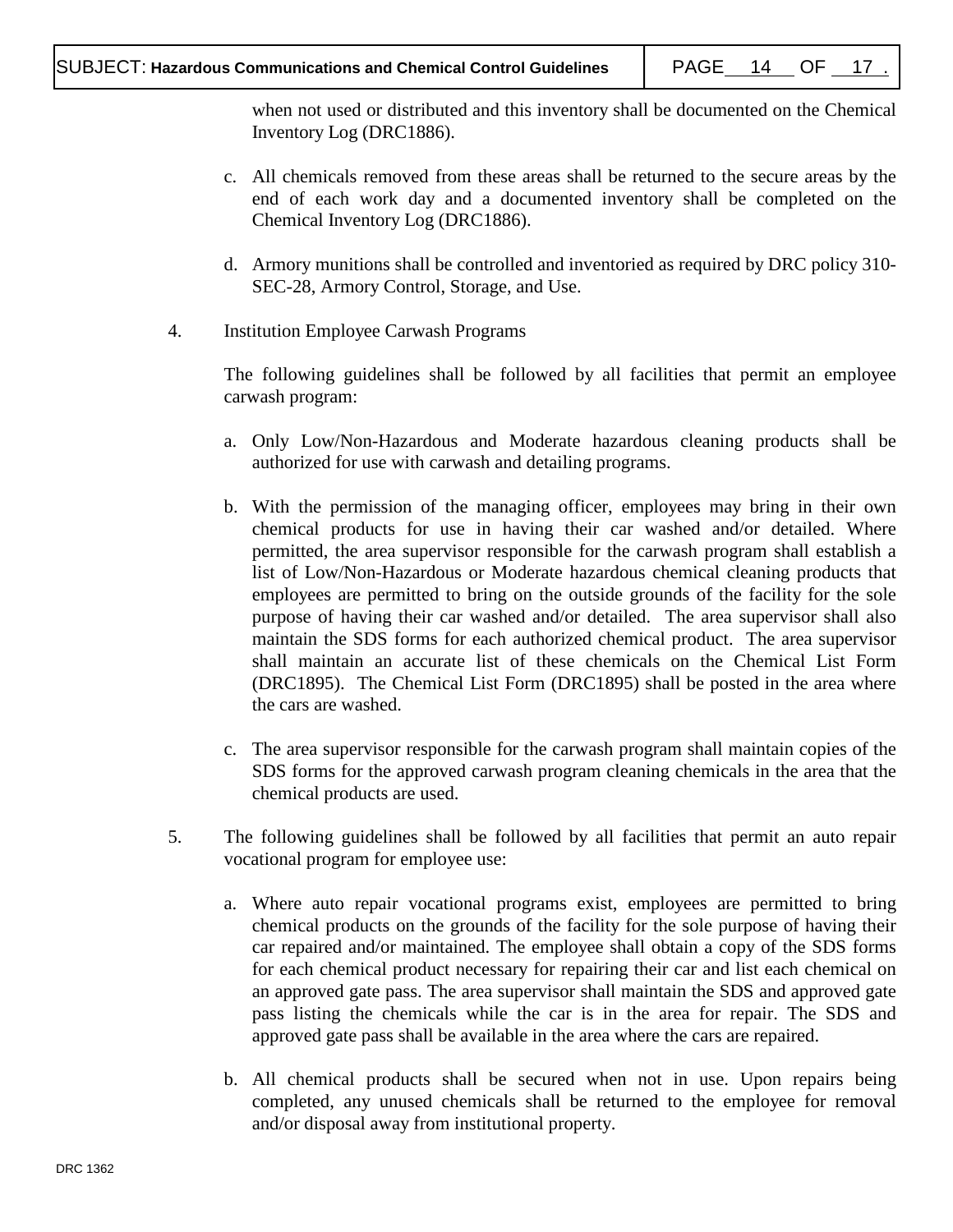when not used or distributed and this inventory shall be documented on the Chemical Inventory Log (DRC1886).

c. All chemicals removed from these areas shall be returned to the secure areas by the end of each work day and a documented inventory shall be completed on the Chemical Inventory Log (DRC1886).

d. Armory munitions shall be controlled and inventoried as required by DRC policy 310-SEC-28, Armory Control, Storage, and Use.

4. Institution Employee Carwash Programs

The following guidelines shall be followed by all facilities that permit an employee carwash program:

a. Only Low/Non-Hazardous and Moderate hazardous cleaning products shall be authorized for use with carwash and detailing programs.

b. With the permission of the managing officer, employees may bring in their own chemical products for use in having their car washed and/or detailed. Where permitted, the area supervisor responsible for the carwash program shall establish a list of Low/Non-Hazardous or Moderate hazardous chemical cleaning products that employees are permitted to bring on the outside grounds of the facility for the sole purpose of having their car washed and/or detailed. The area supervisor shall also maintain the SDS forms for each authorized chemical product. The area supervisor shall maintain an accurate list of these chemicals on the Chemical List Form (DRC1895). The Chemical List Form (DRC1895) shall be posted in the area where the cars are washed.

c. The area supervisor responsible for the carwash program shall maintain copies of the SDS forms for the approved carwash program cleaning chemicals in the area that the chemical products are used.

5. The following guidelines shall be followed by all facilities that permit an auto repair vocational program for employee use:

a. Where auto repair vocational programs exist, employees are permitted to bring chemical products on the grounds of the facility for the sole purpose of having their car repaired and/or maintained. The employee shall obtain a copy of the SDS forms for each chemical product necessary for repairing their car and list each chemical on an approved gate pass. The area supervisor shall maintain the SDS and approved gate pass listing the chemicals while the car is in the area for repair. The SDS and approved gate pass shall be available in the area where the cars are repaired.

b. All chemical products shall be secured when not in use. Upon repairs being completed, any unused chemicals shall be returned to the employee for removal and/or disposal away from institutional property.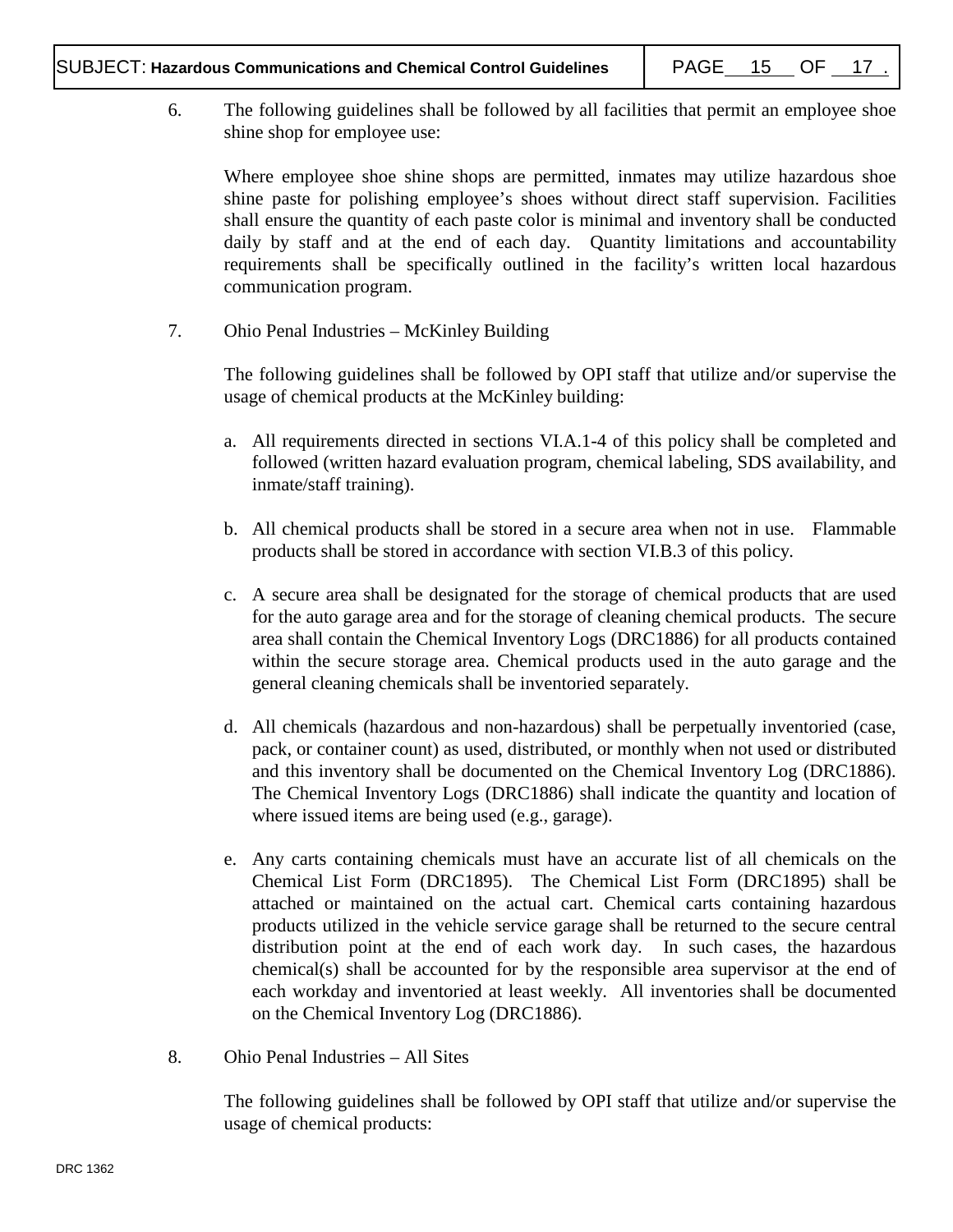6. The following guidelines shall be followed by all facilities that permit an employee shoe shine shop for employee use:

   Where employee shoe shine shops are permitted, inmates may utilize hazardous shoe shine paste for polishing employee's shoes without direct staff supervision. Facilities shall ensure the quantity of each paste color is minimal and inventory shall be conducted daily by staff and at the end of each day. Quantity limitations and accountability requirements shall be specifically outlined in the facility's written local hazardous communication program.

7. Ohio Penal Industries – McKinley Building

   The following guidelines shall be followed by OPI staff that utilize and/or supervise the usage of chemical products at the McKinley building:

   a. All requirements directed in sections VI.A.1-4 of this policy shall be completed and followed (written hazard evaluation program, chemical labeling, SDS availability, and inmate/staff training).

   b. All chemical products shall be stored in a secure area when not in use. Flammable products shall be stored in accordance with section VI.B.3 of this policy.

   c. A secure area shall be designated for the storage of chemical products that are used for the auto garage area and for the storage of cleaning chemical products. The secure area shall contain the Chemical Inventory Logs (DRC1886) for all products contained within the secure storage area. Chemical products used in the auto garage and the general cleaning chemicals shall be inventoried separately.

   d. All chemicals (hazardous and non-hazardous) shall be perpetually inventoried (case, pack, or container count) as used, distributed, or monthly when not used or distributed and this inventory shall be documented on the Chemical Inventory Log (DRC1886). The Chemical Inventory Logs (DRC1886) shall indicate the quantity and location of where issued items are being used (e.g., garage).

   e. Any carts containing chemicals must have an accurate list of all chemicals on the Chemical List Form (DRC1895). The Chemical List Form (DRC1895) shall be attached or maintained on the actual cart. Chemical carts containing hazardous products utilized in the vehicle service garage shall be returned to the secure central distribution point at the end of each work day. In such cases, the hazardous chemical(s) shall be accounted for by the responsible area supervisor at the end of each workday and inventoried at least weekly. All inventories shall be documented on the Chemical Inventory Log (DRC1886).

8. Ohio Penal Industries – All Sites

   The following guidelines shall be followed by OPI staff that utilize and/or supervise the usage of chemical products: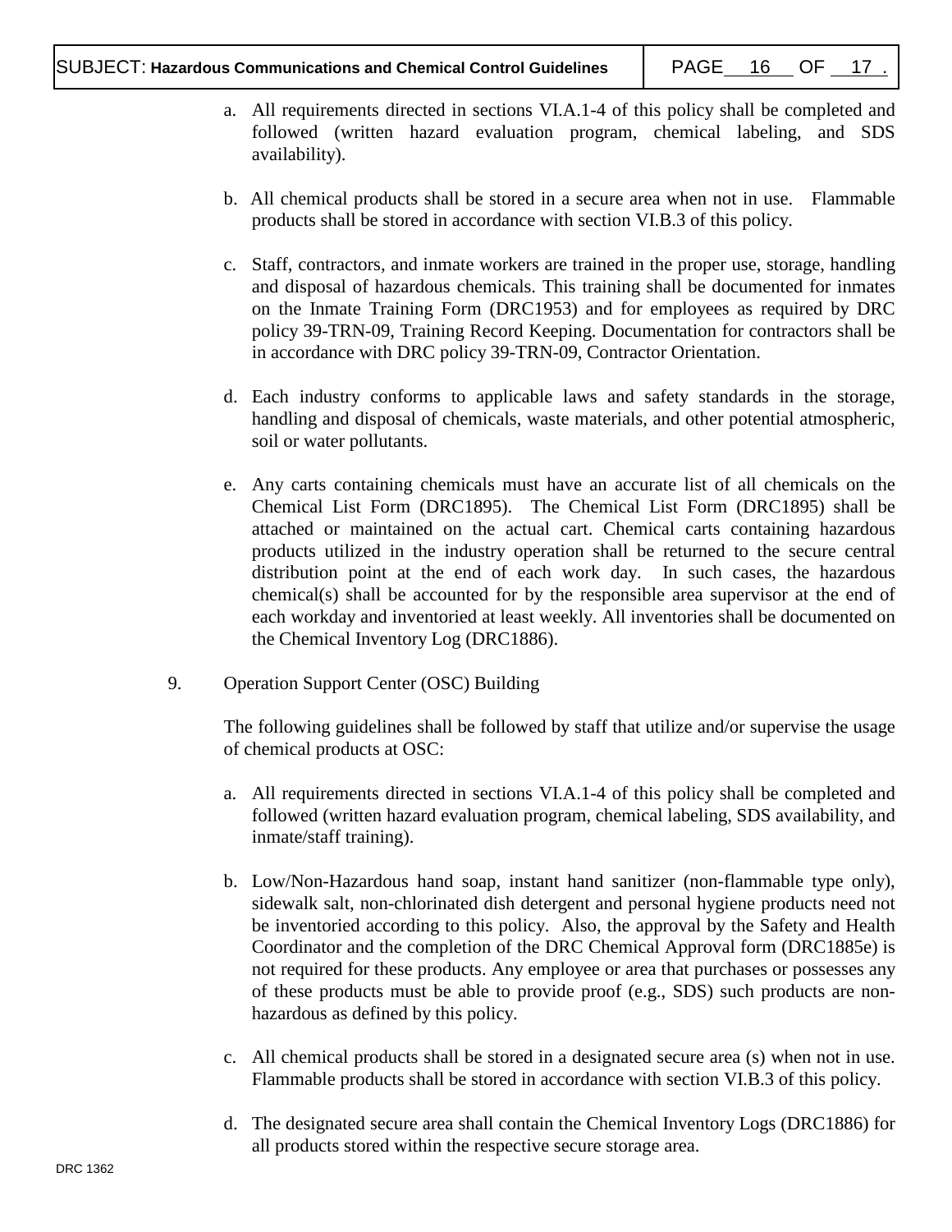a. All requirements directed in sections VI.A.1-4 of this policy shall be completed and followed (written hazard evaluation program, chemical labeling, and SDS availability).

b. All chemical products shall be stored in a secure area when not in use. Flammable products shall be stored in accordance with section VI.B.3 of this policy.

c. Staff, contractors, and inmate workers are trained in the proper use, storage, handling and disposal of hazardous chemicals. This training shall be documented for inmates on the Inmate Training Form (DRC1953) and for employees as required by DRC policy 39-TRN-09, Training Record Keeping. Documentation for contractors shall be in accordance with DRC policy 39-TRN-09, Contractor Orientation.

d. Each industry conforms to applicable laws and safety standards in the storage, handling and disposal of chemicals, waste materials, and other potential atmospheric, soil or water pollutants.

e. Any carts containing chemicals must have an accurate list of all chemicals on the Chemical List Form (DRC1895). The Chemical List Form (DRC1895) shall be attached or maintained on the actual cart. Chemical carts containing hazardous products utilized in the industry operation shall be returned to the secure central distribution point at the end of each work day. In such cases, the hazardous chemical(s) shall be accounted for by the responsible area supervisor at the end of each workday and inventoried at least weekly. All inventories shall be documented on the Chemical Inventory Log (DRC1886).

9. Operation Support Center (OSC) Building

The following guidelines shall be followed by staff that utilize and/or supervise the usage of chemical products at OSC:

a. All requirements directed in sections VI.A.1-4 of this policy shall be completed and followed (written hazard evaluation program, chemical labeling, SDS availability, and inmate/staff training).

b. Low/Non-Hazardous hand soap, instant hand sanitizer (non-flammable type only), sidewalk salt, non-chlorinated dish detergent and personal hygiene products need not be inventoried according to this policy. Also, the approval by the Safety and Health Coordinator and the completion of the DRC Chemical Approval form (DRC1885e) is not required for these products. Any employee or area that purchases or possesses any of these products must be able to provide proof (e.g., SDS) such products are non-hazardous as defined by this policy.

c. All chemical products shall be stored in a designated secure area (s) when not in use. Flammable products shall be stored in accordance with section VI.B.3 of this policy.

d. The designated secure area shall contain the Chemical Inventory Logs (DRC1886) for all products stored within the respective secure storage area.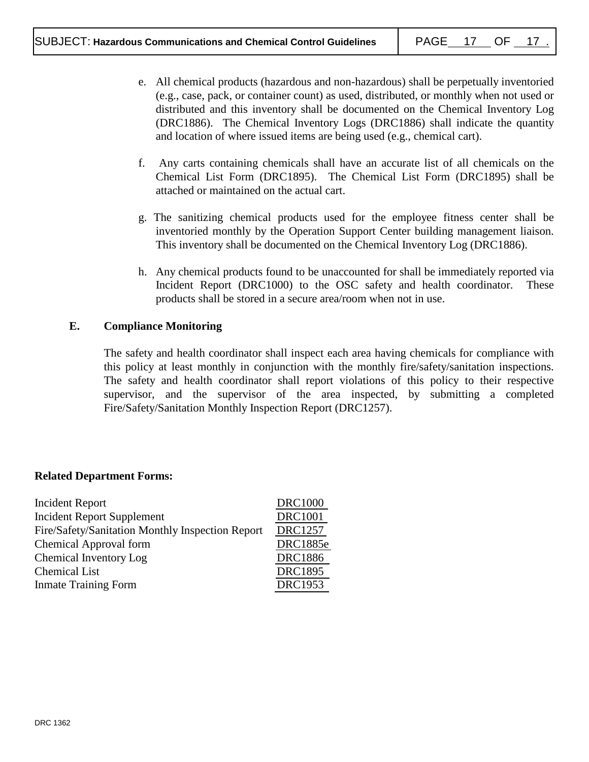e. All chemical products (hazardous and non-hazardous) shall be perpetually inventoried (e.g., case, pack, or container count) as used, distributed, or monthly when not used or distributed and this inventory shall be documented on the Chemical Inventory Log (DRC1886). The Chemical Inventory Logs (DRC1886) shall indicate the quantity and location of where issued items are being used (e.g., chemical cart).

f. Any carts containing chemicals shall have an accurate list of all chemicals on the Chemical List Form (DRC1895). The Chemical List Form (DRC1895) shall be attached or maintained on the actual cart.

g. The sanitizing chemical products used for the employee fitness center shall be inventoried monthly by the Operation Support Center building management liaison. This inventory shall be documented on the Chemical Inventory Log (DRC1886).

h. Any chemical products found to be unaccounted for shall be immediately reported via Incident Report (DRC1000) to the OSC safety and health coordinator. These products shall be stored in a secure area/room when not in use.

## E. Compliance Monitoring

The safety and health coordinator shall inspect each area having chemicals for compliance with this policy at least monthly in conjunction with the monthly fire/safety/sanitation inspections. The safety and health coordinator shall report violations of this policy to their respective supervisor, and the supervisor of the area inspected, by submitting a completed Fire/Safety/Sanitation Monthly Inspection Report (DRC1257).

**Related Department Forms:**

| | |
|---|---|
| Incident Report | DRC1000 |
| Incident Report Supplement | DRC1001 |
| Fire/Safety/Sanitation Monthly Inspection Report | DRC1257 |
| Chemical Approval form | DRC1885e |
| Chemical Inventory Log | DRC1886 |
| Chemical List | DRC1895 |
| Inmate Training Form | DRC1953 |